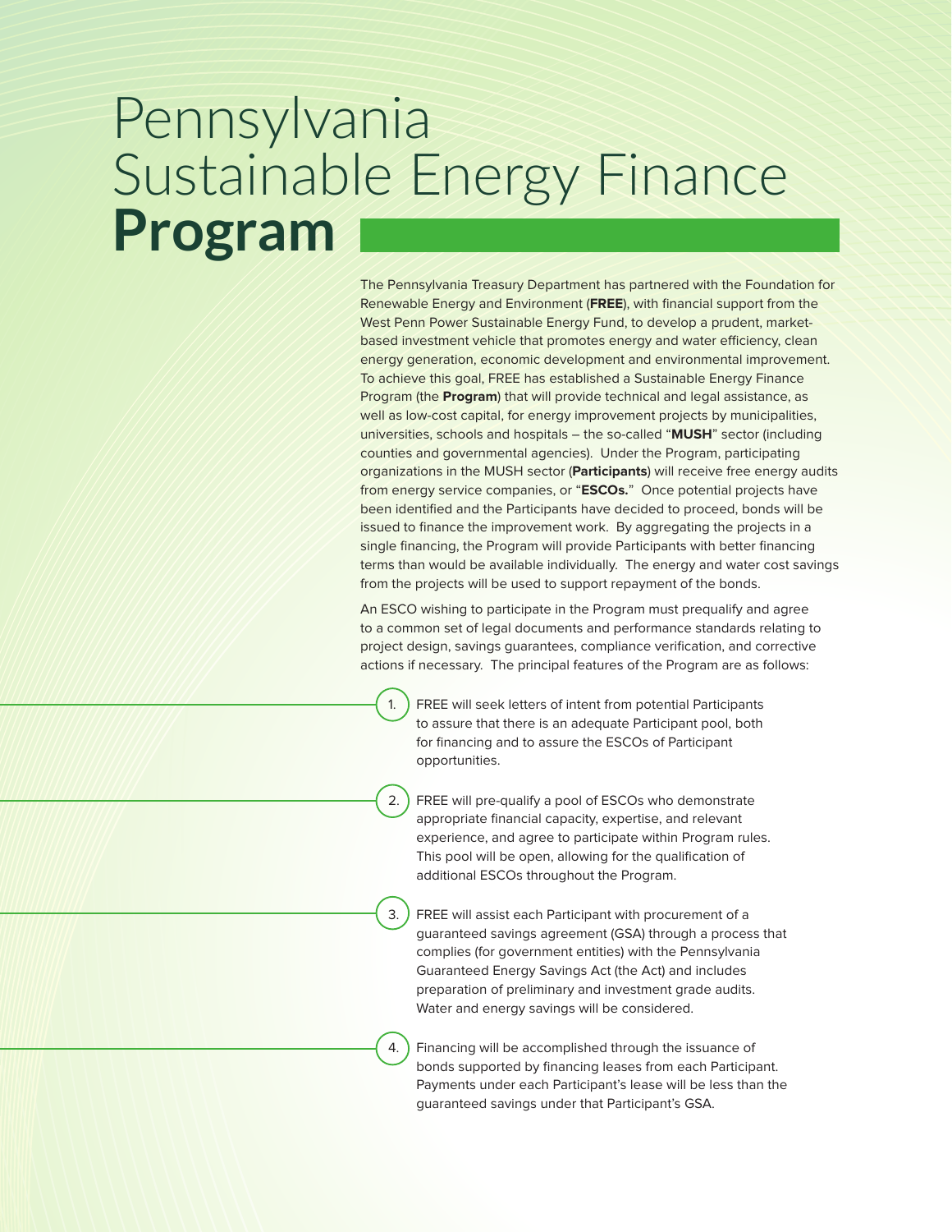# Pennsylvania Sustainable Energy Finance **Program**

The Pennsylvania Treasury Department has partnered with the Foundation for Renewable Energy and Environment (**FREE**), with financial support from the West Penn Power Sustainable Energy Fund, to develop a prudent, market-based investment vehicle that promotes energy and water efficiency, clean energy generation, economic development and environmental improvement. To achieve this goal, FREE has established a Sustainable Energy Finance Program (the **Program**) that will provide technical and legal assistance, as well as low-cost capital, for energy improvement projects by municipalities, universities, schools and hospitals – the so-called "**MUSH**" sector (including counties and governmental agencies). Under the Program, participating organizations in the MUSH sector (**Participants**) will receive free energy audits from energy service companies, or "**ESCOs.**" Once potential projects have been identified and the Participants have decided to proceed, bonds will be issued to finance the improvement work. By aggregating the projects in a single financing, the Program will provide Participants with better financing terms than would be available individually. The energy and water cost savings from the projects will be used to support repayment of the bonds.

An ESCO wishing to participate in the Program must prequalify and agree to a common set of legal documents and performance standards relating to project design, savings guarantees, compliance verification, and corrective actions if necessary. The principal features of the Program are as follows:

1. FREE will seek letters of intent from potential Participants to assure that there is an adequate Participant pool, both for financing and to assure the ESCOs of Participant opportunities.
2. FREE will pre-qualify a pool of ESCOs who demonstrate appropriate financial capacity, expertise, and relevant experience, and agree to participate within Program rules. This pool will be open, allowing for the qualification of additional ESCOs throughout the Program.
3. FREE will assist each Participant with procurement of a guaranteed savings agreement (GSA) through a process that complies (for government entities) with the Pennsylvania Guaranteed Energy Savings Act (the Act) and includes preparation of preliminary and investment grade audits. Water and energy savings will be considered.
4. Financing will be accomplished through the issuance of bonds supported by financing leases from each Participant. Payments under each Participant's lease will be less than the guaranteed savings under that Participant's GSA.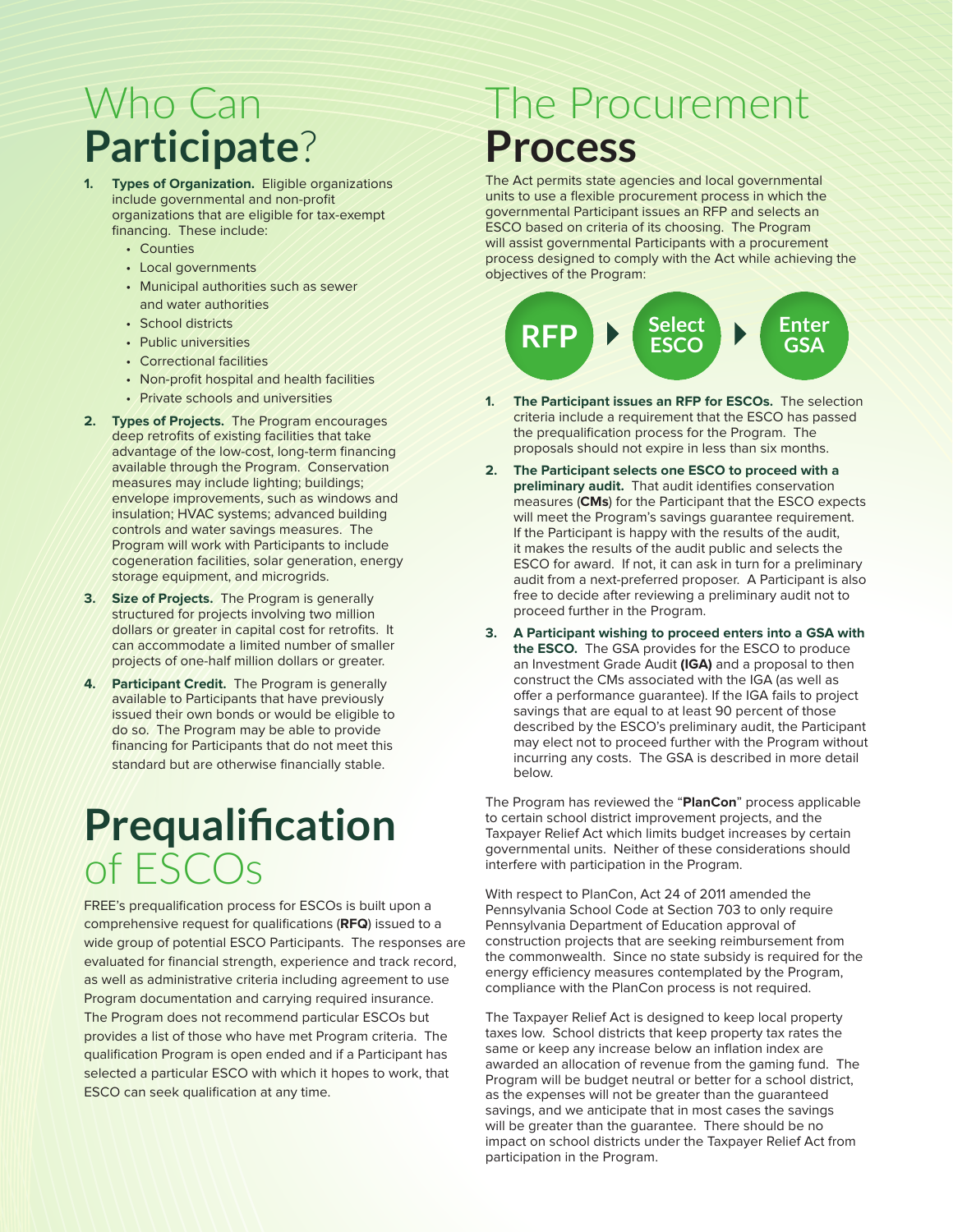# Who Can **Participate**?

1. **Types of Organization.** Eligible organizations include governmental and non-profit organizations that are eligible for tax-exempt financing. These include:
   - Counties
   - Local governments
   - Municipal authorities such as sewer and water authorities
   - School districts
   - Public universities
   - Correctional facilities
   - Non-profit hospital and health facilities
   - Private schools and universities
2. **Types of Projects.** The Program encourages deep retrofits of existing facilities that take advantage of the low-cost, long-term financing available through the Program. Conservation measures may include lighting; buildings; envelope improvements, such as windows and insulation; HVAC systems; advanced building controls and water savings measures. The Program will work with Participants to include cogeneration facilities, solar generation, energy storage equipment, and microgrids.
3. **Size of Projects.** The Program is generally structured for projects involving two million dollars or greater in capital cost for retrofits. It can accommodate a limited number of smaller projects of one-half million dollars or greater.
4. **Participant Credit.** The Program is generally available to Participants that have previously issued their own bonds or would be eligible to do so. The Program may be able to provide financing for Participants that do not meet this standard but are otherwise financially stable.

# **Prequalification** of ESCOs

FREE's prequalification process for ESCOs is built upon a comprehensive request for qualifications (**RFQ**) issued to a wide group of potential ESCO Participants. The responses are evaluated for financial strength, experience and track record, as well as administrative criteria including agreement to use Program documentation and carrying required insurance. The Program does not recommend particular ESCOs but provides a list of those who have met Program criteria. The qualification Program is open ended and if a Participant has selected a particular ESCO with which it hopes to work, that ESCO can seek qualification at any time.

# The Procurement **Process**

The Act permits state agencies and local governmental units to use a flexible procurement process in which the governmental Participant issues an RFP and selects an ESCO based on criteria of its choosing. The Program will assist governmental Participants with a procurement process designed to comply with the Act while achieving the objectives of the Program:

**RFP** ▶ **Select ESCO** ▶ **Enter GSA**

1. **The Participant issues an RFP for ESCOs.** The selection criteria include a requirement that the ESCO has passed the prequalification process for the Program. The proposals should not expire in less than six months.
2. **The Participant selects one ESCO to proceed with a preliminary audit.** That audit identifies conservation measures (**CMs**) for the Participant that the ESCO expects will meet the Program's savings guarantee requirement. If the Participant is happy with the results of the audit, it makes the results of the audit public and selects the ESCO for award. If not, it can ask in turn for a preliminary audit from a next-preferred proposer. A Participant is also free to decide after reviewing a preliminary audit not to proceed further in the Program.
3. **A Participant wishing to proceed enters into a GSA with the ESCO.** The GSA provides for the ESCO to produce an Investment Grade Audit **(IGA)** and a proposal to then construct the CMs associated with the IGA (as well as offer a performance guarantee). If the IGA fails to project savings that are equal to at least 90 percent of those described by the ESCO's preliminary audit, the Participant may elect not to proceed further with the Program without incurring any costs. The GSA is described in more detail below.

The Program has reviewed the "**PlanCon**" process applicable to certain school district improvement projects, and the Taxpayer Relief Act which limits budget increases by certain governmental units. Neither of these considerations should interfere with participation in the Program.

With respect to PlanCon, Act 24 of 2011 amended the Pennsylvania School Code at Section 703 to only require Pennsylvania Department of Education approval of construction projects that are seeking reimbursement from the commonwealth. Since no state subsidy is required for the energy efficiency measures contemplated by the Program, compliance with the PlanCon process is not required.

The Taxpayer Relief Act is designed to keep local property taxes low. School districts that keep property tax rates the same or keep any increase below an inflation index are awarded an allocation of revenue from the gaming fund. The Program will be budget neutral or better for a school district, as the expenses will not be greater than the guaranteed savings, and we anticipate that in most cases the savings will be greater than the guarantee. There should be no impact on school districts under the Taxpayer Relief Act from participation in the Program.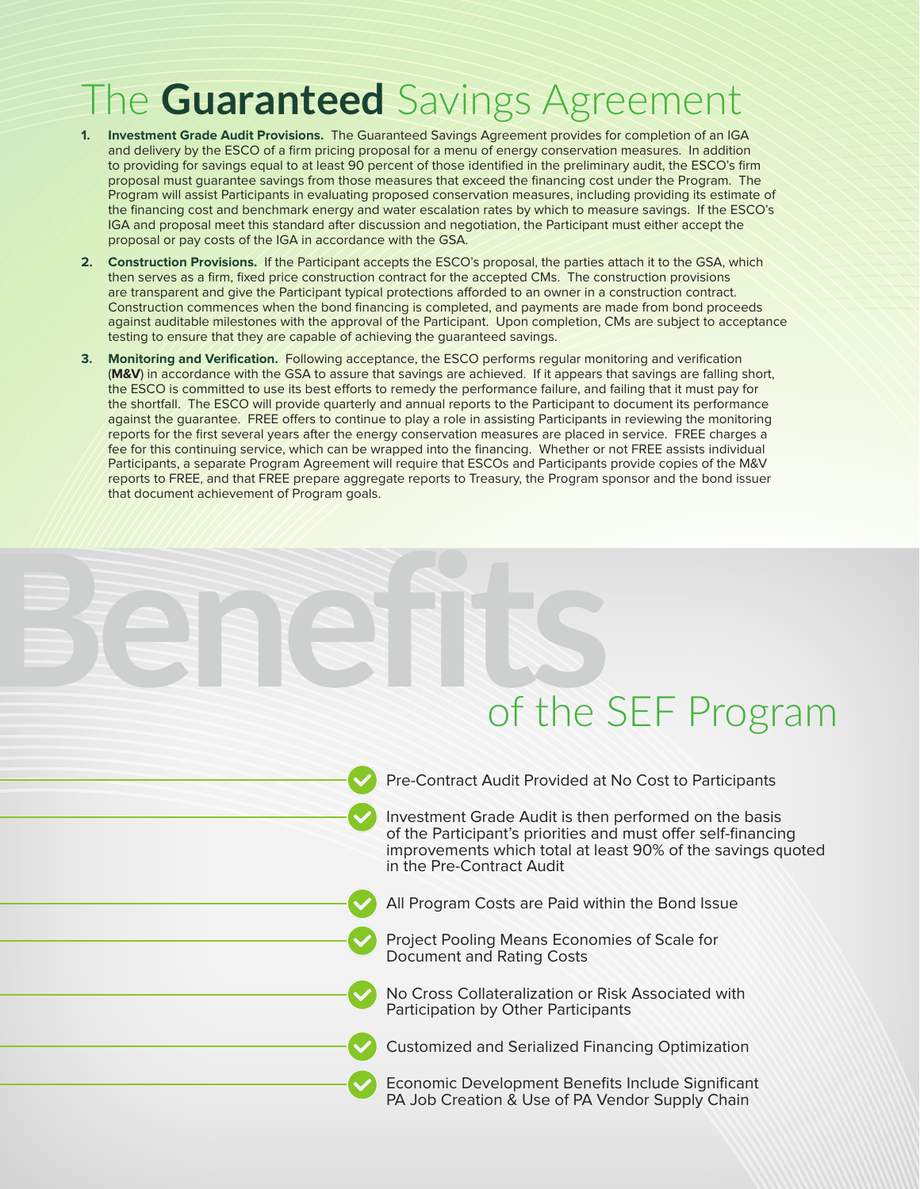# The **Guaranteed** Savings Agreement

1. **Investment Grade Audit Provisions.** The Guaranteed Savings Agreement provides for completion of an IGA and delivery by the ESCO of a firm pricing proposal for a menu of energy conservation measures. In addition to providing for savings equal to at least 90 percent of those identified in the preliminary audit, the ESCO's firm proposal must guarantee savings from those measures that exceed the financing cost under the Program. The Program will assist Participants in evaluating proposed conservation measures, including providing its estimate of the financing cost and benchmark energy and water escalation rates by which to measure savings. If the ESCO's IGA and proposal meet this standard after discussion and negotiation, the Participant must either accept the proposal or pay costs of the IGA in accordance with the GSA.

2. **Construction Provisions.** If the Participant accepts the ESCO's proposal, the parties attach it to the GSA, which then serves as a firm, fixed price construction contract for the accepted CMs. The construction provisions are transparent and give the Participant typical protections afforded to an owner in a construction contract. Construction commences when the bond financing is completed, and payments are made from bond proceeds against auditable milestones with the approval of the Participant. Upon completion, CMs are subject to acceptance testing to ensure that they are capable of achieving the guaranteed savings.

3. **Monitoring and Verification.** Following acceptance, the ESCO performs regular monitoring and verification (**M&V**) in accordance with the GSA to assure that savings are achieved. If it appears that savings are falling short, the ESCO is committed to use its best efforts to remedy the performance failure, and failing that it must pay for the shortfall. The ESCO will provide quarterly and annual reports to the Participant to document its performance against the guarantee. FREE offers to continue to play a role in assisting Participants in reviewing the monitoring reports for the first several years after the energy conservation measures are placed in service. FREE charges a fee for this continuing service, which can be wrapped into the financing. Whether or not FREE assists individual Participants, a separate Program Agreement will require that ESCOs and Participants provide copies of the M&V reports to FREE, and that FREE prepare aggregate reports to Treasury, the Program sponsor and the bond issuer that document achievement of Program goals.

# Benefits of the SEF Program

- Pre-Contract Audit Provided at No Cost to Participants
- Investment Grade Audit is then performed on the basis of the Participant's priorities and must offer self-financing improvements which total at least 90% of the savings quoted in the Pre-Contract Audit
- All Program Costs are Paid within the Bond Issue
- Project Pooling Means Economies of Scale for Document and Rating Costs
- No Cross Collateralization or Risk Associated with Participation by Other Participants
- Customized and Serialized Financing Optimization
- Economic Development Benefits Include Significant PA Job Creation & Use of PA Vendor Supply Chain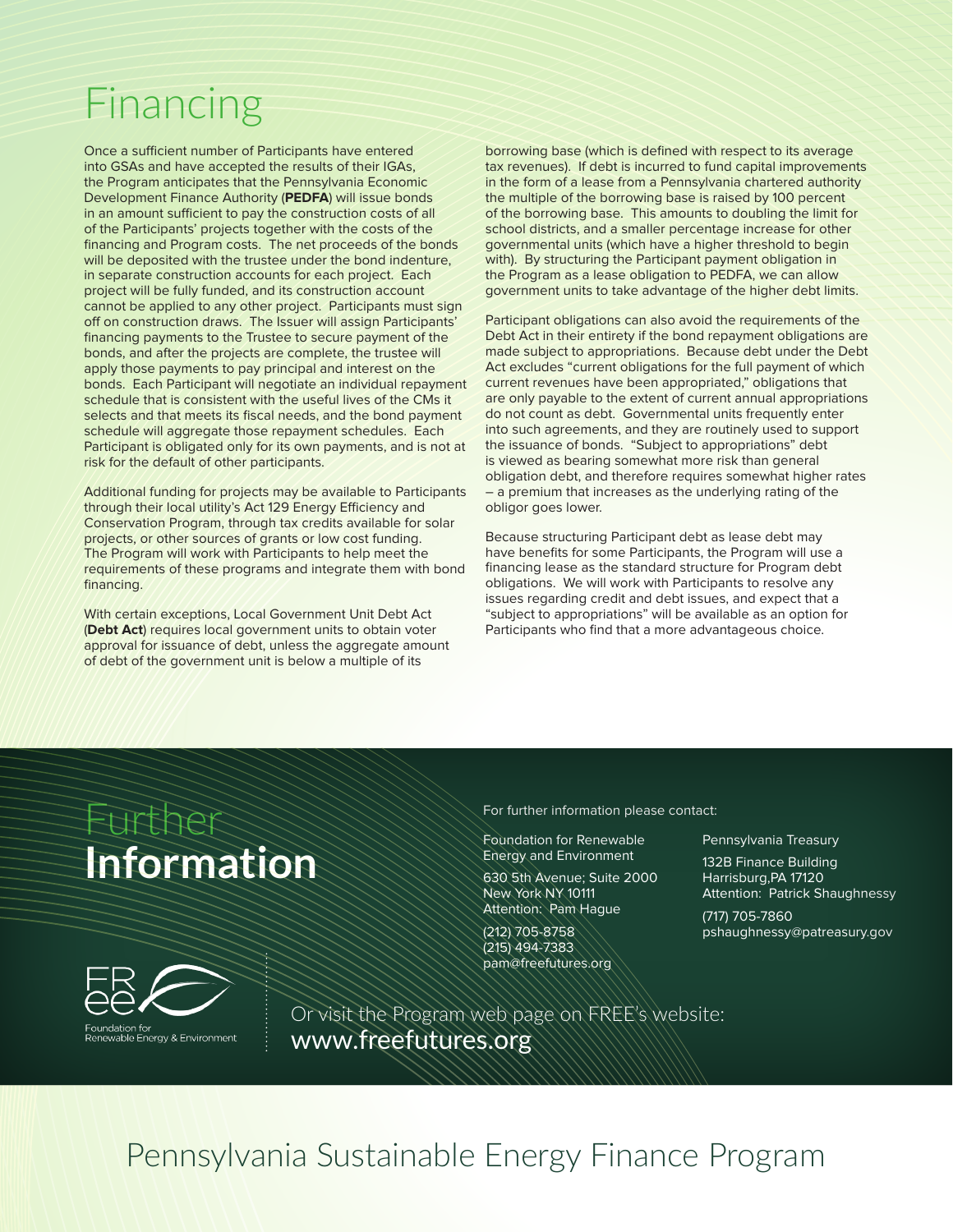# Financing

Once a sufficient number of Participants have entered into GSAs and have accepted the results of their IGAs, the Program anticipates that the Pennsylvania Economic Development Finance Authority (**PEDFA**) will issue bonds in an amount sufficient to pay the construction costs of all of the Participants' projects together with the costs of the financing and Program costs. The net proceeds of the bonds will be deposited with the trustee under the bond indenture, in separate construction accounts for each project. Each project will be fully funded, and its construction account cannot be applied to any other project. Participants must sign off on construction draws. The Issuer will assign Participants' financing payments to the Trustee to secure payment of the bonds, and after the projects are complete, the trustee will apply those payments to pay principal and interest on the bonds. Each Participant will negotiate an individual repayment schedule that is consistent with the useful lives of the CMs it selects and that meets its fiscal needs, and the bond payment schedule will aggregate those repayment schedules. Each Participant is obligated only for its own payments, and is not at risk for the default of other participants.

Additional funding for projects may be available to Participants through their local utility's Act 129 Energy Efficiency and Conservation Program, through tax credits available for solar projects, or other sources of grants or low cost funding. The Program will work with Participants to help meet the requirements of these programs and integrate them with bond financing.

With certain exceptions, Local Government Unit Debt Act (**Debt Act**) requires local government units to obtain voter approval for issuance of debt, unless the aggregate amount of debt of the government unit is below a multiple of its borrowing base (which is defined with respect to its average tax revenues). If debt is incurred to fund capital improvements in the form of a lease from a Pennsylvania chartered authority the multiple of the borrowing base is raised by 100 percent of the borrowing base. This amounts to doubling the limit for school districts, and a smaller percentage increase for other governmental units (which have a higher threshold to begin with). By structuring the Participant payment obligation in the Program as a lease obligation to PEDFA, we can allow government units to take advantage of the higher debt limits.

Participant obligations can also avoid the requirements of the Debt Act in their entirety if the bond repayment obligations are made subject to appropriations. Because debt under the Debt Act excludes "current obligations for the full payment of which current revenues have been appropriated," obligations that are only payable to the extent of current annual appropriations do not count as debt. Governmental units frequently enter into such agreements, and they are routinely used to support the issuance of bonds. "Subject to appropriations" debt is viewed as bearing somewhat more risk than general obligation debt, and therefore requires somewhat higher rates – a premium that increases as the underlying rating of the obligor goes lower.

Because structuring Participant debt as lease debt may have benefits for some Participants, the Program will use a financing lease as the standard structure for Program debt obligations. We will work with Participants to resolve any issues regarding credit and debt issues, and expect that a "subject to appropriations" will be available as an option for Participants who find that a more advantageous choice.

# Further **Information**

For further information please contact:

Foundation for Renewable Energy and Environment
630 5th Avenue; Suite 2000
New York NY 10111
Attention: Pam Hague
(212) 705-8758
(215) 494-7383
pam@freefutures.org

Pennsylvania Treasury
132B Finance Building
Harrisburg,PA 17120
Attention: Patrick Shaughnessy
(717) 705-7860
pshaughnessy@patreasury.gov

FREE Foundation for Renewable Energy & Environment

Or visit the Program web page on FREE's website:
**www.freefutures.org**

Pennsylvania Sustainable Energy Finance Program